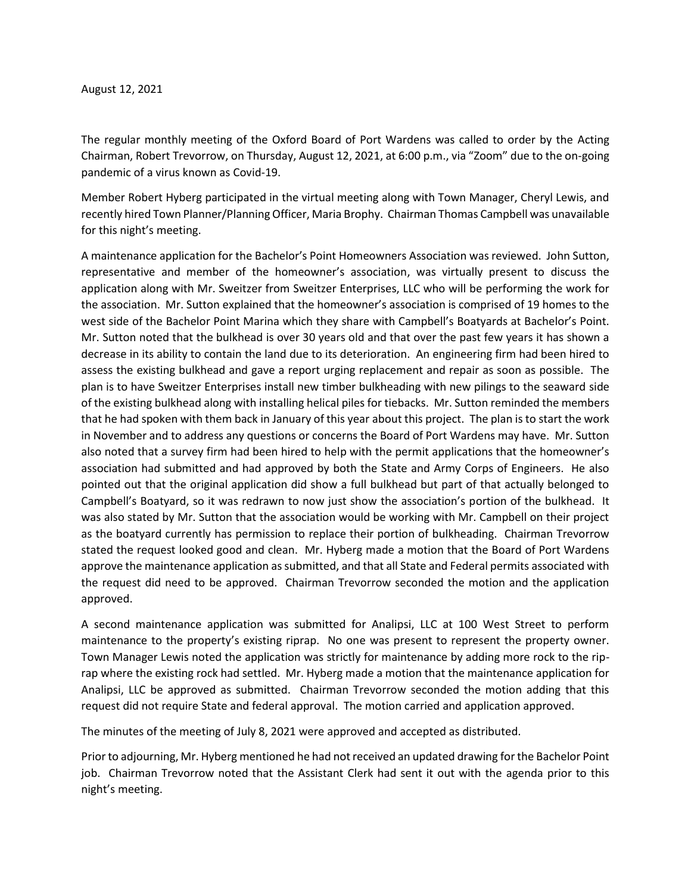August 12, 2021

The regular monthly meeting of the Oxford Board of Port Wardens was called to order by the Acting Chairman, Robert Trevorrow, on Thursday, August 12, 2021, at 6:00 p.m., via "Zoom" due to the on-going pandemic of a virus known as Covid-19.

Member Robert Hyberg participated in the virtual meeting along with Town Manager, Cheryl Lewis, and recently hired Town Planner/Planning Officer, Maria Brophy. Chairman Thomas Campbell was unavailable for this night's meeting.

A maintenance application for the Bachelor's Point Homeowners Association was reviewed. John Sutton, representative and member of the homeowner's association, was virtually present to discuss the application along with Mr. Sweitzer from Sweitzer Enterprises, LLC who will be performing the work for the association. Mr. Sutton explained that the homeowner's association is comprised of 19 homes to the west side of the Bachelor Point Marina which they share with Campbell's Boatyards at Bachelor's Point. Mr. Sutton noted that the bulkhead is over 30 years old and that over the past few years it has shown a decrease in its ability to contain the land due to its deterioration. An engineering firm had been hired to assess the existing bulkhead and gave a report urging replacement and repair as soon as possible. The plan is to have Sweitzer Enterprises install new timber bulkheading with new pilings to the seaward side of the existing bulkhead along with installing helical piles for tiebacks. Mr. Sutton reminded the members that he had spoken with them back in January of this year about this project. The plan is to start the work in November and to address any questions or concerns the Board of Port Wardens may have. Mr. Sutton also noted that a survey firm had been hired to help with the permit applications that the homeowner's association had submitted and had approved by both the State and Army Corps of Engineers. He also pointed out that the original application did show a full bulkhead but part of that actually belonged to Campbell's Boatyard, so it was redrawn to now just show the association's portion of the bulkhead. It was also stated by Mr. Sutton that the association would be working with Mr. Campbell on their project as the boatyard currently has permission to replace their portion of bulkheading. Chairman Trevorrow stated the request looked good and clean. Mr. Hyberg made a motion that the Board of Port Wardens approve the maintenance application as submitted, and that all State and Federal permits associated with the request did need to be approved. Chairman Trevorrow seconded the motion and the application approved.

A second maintenance application was submitted for Analipsi, LLC at 100 West Street to perform maintenance to the property's existing riprap. No one was present to represent the property owner. Town Manager Lewis noted the application was strictly for maintenance by adding more rock to the rip-rap where the existing rock had settled. Mr. Hyberg made a motion that the maintenance application for Analipsi, LLC be approved as submitted. Chairman Trevorrow seconded the motion adding that this request did not require State and federal approval. The motion carried and application approved.

The minutes of the meeting of July 8, 2021 were approved and accepted as distributed.

Prior to adjourning, Mr. Hyberg mentioned he had not received an updated drawing for the Bachelor Point job. Chairman Trevorrow noted that the Assistant Clerk had sent it out with the agenda prior to this night's meeting.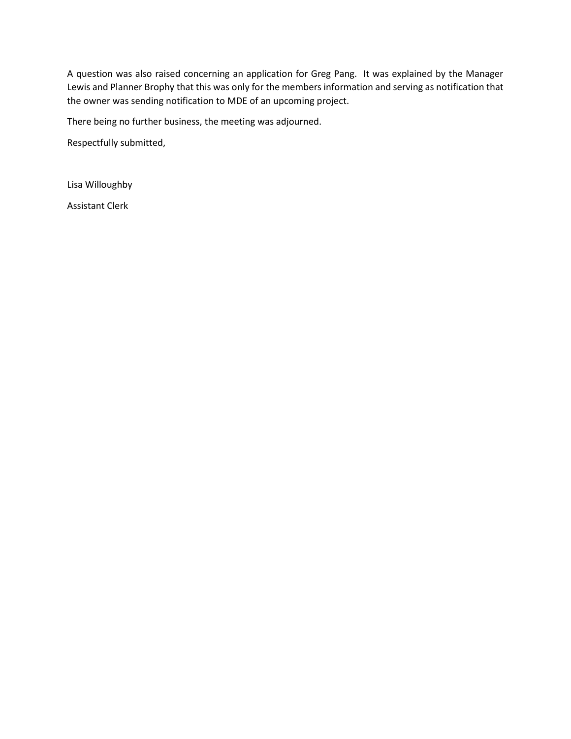A question was also raised concerning an application for Greg Pang. It was explained by the Manager Lewis and Planner Brophy that this was only for the members information and serving as notification that the owner was sending notification to MDE of an upcoming project.

There being no further business, the meeting was adjourned.

Respectfully submitted,

Lisa Willoughby

Assistant Clerk